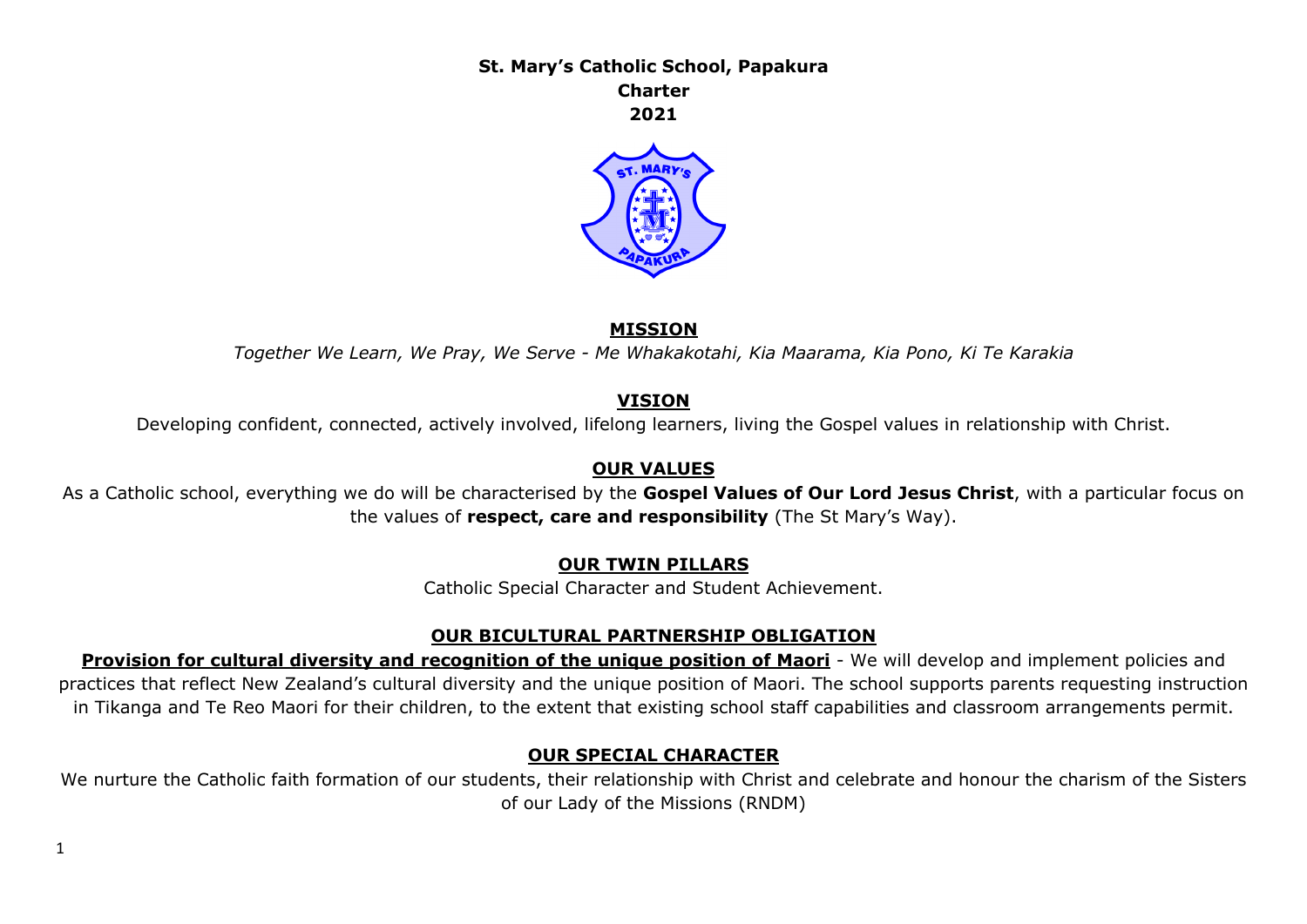**St. Mary's Catholic School, Papakura**

**Charter**

**2021**

## MISSION

*Together We Learn, We Pray, We Serve - Me Whakakotahi, Kia Maarama, Kia Pono, Ki Te Karakia*

## VISION

Developing confident, connected, actively involved, lifelong learners, living the Gospel values in relationship with Christ.

## OUR VALUES

As a Catholic school, everything we do will be characterised by the **Gospel Values of Our Lord Jesus Christ**, with a particular focus on the values of **respect, care and responsibility** (The St Mary's Way).

## OUR TWIN PILLARS

Catholic Special Character and Student Achievement.

## OUR BICULTURAL PARTNERSHIP OBLIGATION

**Provision for cultural diversity and recognition of the unique position of Maori** - We will develop and implement policies and practices that reflect New Zealand's cultural diversity and the unique position of Maori. The school supports parents requesting instruction in Tikanga and Te Reo Maori for their children, to the extent that existing school staff capabilities and classroom arrangements permit.

## OUR SPECIAL CHARACTER

We nurture the Catholic faith formation of our students, their relationship with Christ and celebrate and honour the charism of the Sisters of our Lady of the Missions (RNDM)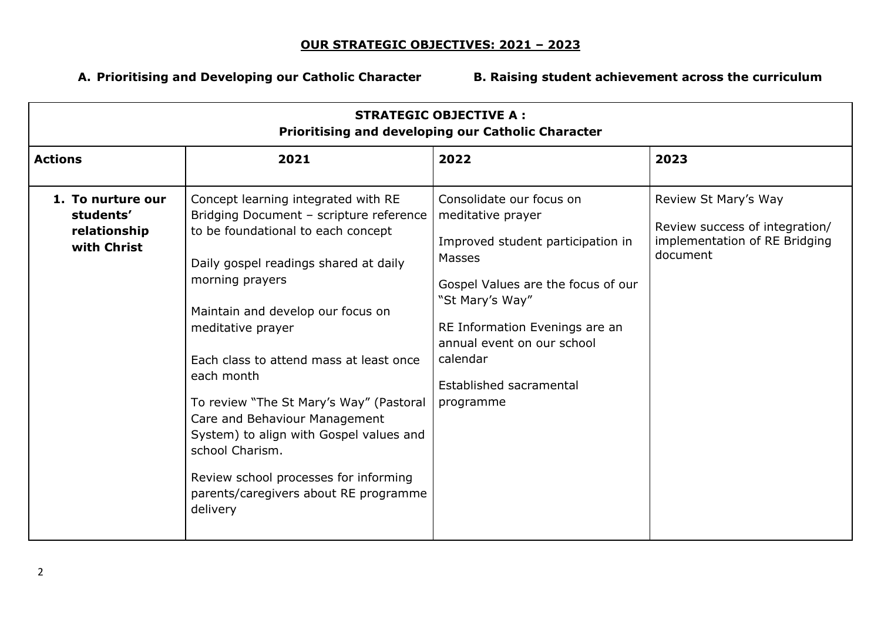# OUR STRATEGIC OBJECTIVES: 2021 – 2023

**A. Prioritising and Developing our Catholic Character**

**B. Raising student achievement across the curriculum**

| **STRATEGIC OBJECTIVE A : Prioritising and developing our Catholic Character** | | | |
|---|---|---|---|
| **Actions** | **2021** | **2022** | **2023** |
| **1. To nurture our students' relationship with Christ** | Concept learning integrated with RE Bridging Document – scripture reference to be foundational to each concept<br><br>Daily gospel readings shared at daily morning prayers<br><br>Maintain and develop our focus on meditative prayer<br><br>Each class to attend mass at least once each month<br><br>To review "The St Mary's Way" (Pastoral Care and Behaviour Management System) to align with Gospel values and school Charism.<br><br>Review school processes for informing parents/caregivers about RE programme delivery | Consolidate our focus on meditative prayer<br><br>Improved student participation in Masses<br><br>Gospel Values are the focus of our "St Mary's Way"<br><br>RE Information Evenings are an annual event on our school calendar<br><br>Established sacramental programme | Review St Mary's Way<br><br>Review success of integration/ implementation of RE Bridging document |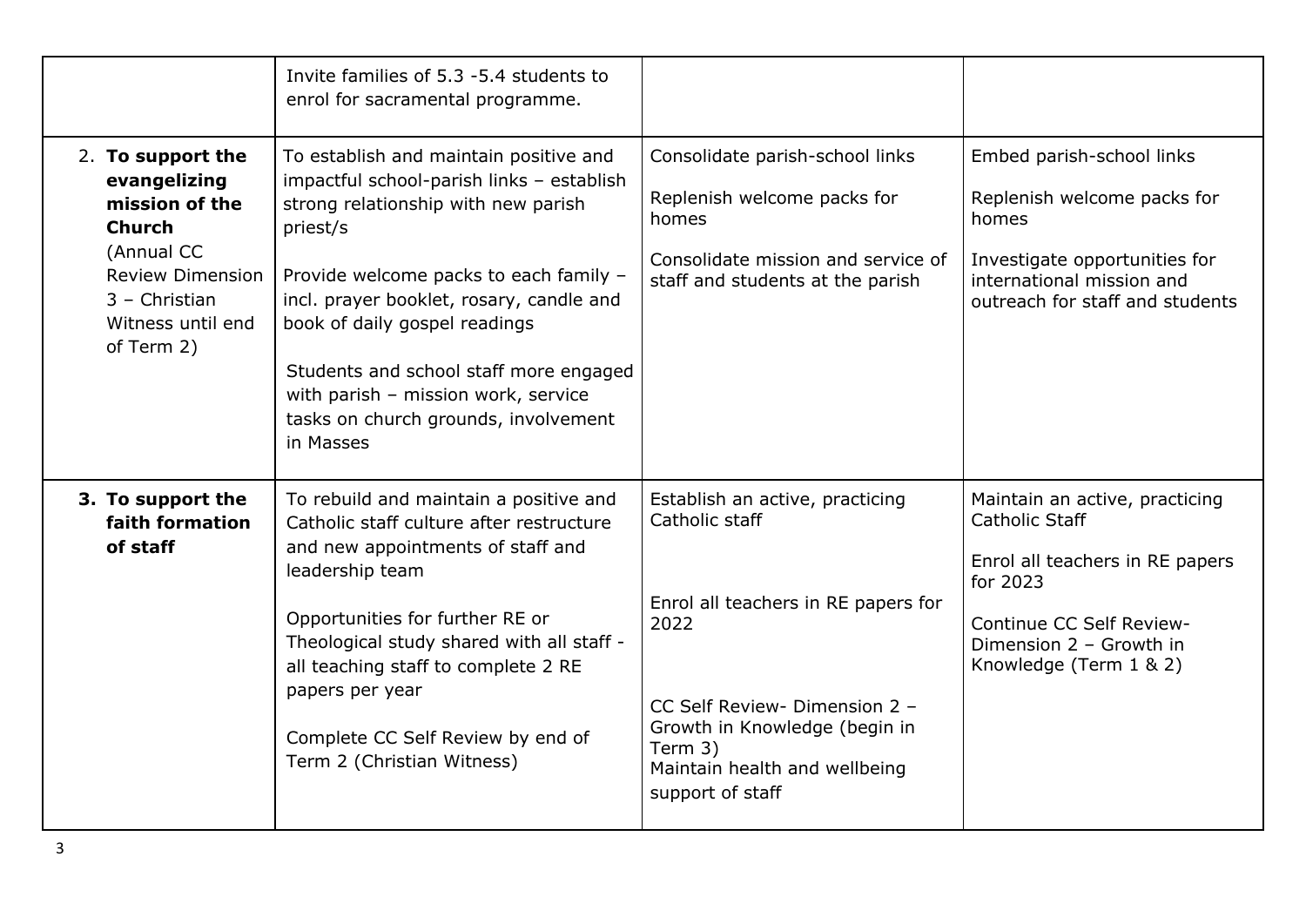| | | | |
|---|---|---|---|
| | Invite families of 5.3 -5.4 students to enrol for sacramental programme. | | |
| 2. **To support the evangelizing mission of the Church** (Annual CC Review Dimension 3 – Christian Witness until end of Term 2) | To establish and maintain positive and impactful school-parish links – establish strong relationship with new parish priest/s<br><br>Provide welcome packs to each family – incl. prayer booklet, rosary, candle and book of daily gospel readings<br><br>Students and school staff more engaged with parish – mission work, service tasks on church grounds, involvement in Masses | Consolidate parish-school links<br><br>Replenish welcome packs for homes<br><br>Consolidate mission and service of staff and students at the parish | Embed parish-school links<br><br>Replenish welcome packs for homes<br><br>Investigate opportunities for international mission and outreach for staff and students |
| 3. **To support the faith formation of staff** | To rebuild and maintain a positive and Catholic staff culture after restructure and new appointments of staff and leadership team<br><br>Opportunities for further RE or Theological study shared with all staff - all teaching staff to complete 2 RE papers per year<br><br>Complete CC Self Review by end of Term 2 (Christian Witness) | Establish an active, practicing Catholic staff<br><br>Enrol all teachers in RE papers for 2022<br><br>CC Self Review- Dimension 2 – Growth in Knowledge (begin in Term 3)<br>Maintain health and wellbeing support of staff | Maintain an active, practicing Catholic Staff<br><br>Enrol all teachers in RE papers for 2023<br><br>Continue CC Self Review- Dimension 2 – Growth in Knowledge (Term 1 & 2) |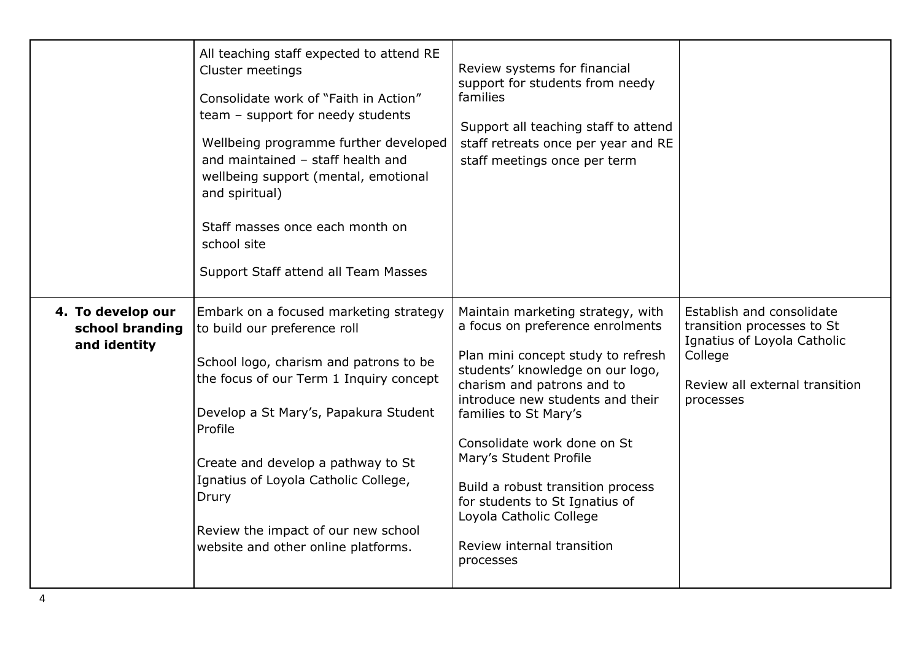| | | | |
|---|---|---|---|
| | All teaching staff expected to attend RE Cluster meetings<br><br>Consolidate work of "Faith in Action" team – support for needy students<br><br>Wellbeing programme further developed and maintained – staff health and wellbeing support (mental, emotional and spiritual)<br><br>Staff masses once each month on school site<br><br>Support Staff attend all Team Masses | Review systems for financial support for students from needy families<br><br>Support all teaching staff to attend staff retreats once per year and RE staff meetings once per term | |
| **4. To develop our school branding and identity** | Embark on a focused marketing strategy to build our preference roll<br><br>School logo, charism and patrons to be the focus of our Term 1 Inquiry concept<br><br>Develop a St Mary's, Papakura Student Profile<br><br>Create and develop a pathway to St Ignatius of Loyola Catholic College, Drury<br><br>Review the impact of our new school website and other online platforms. | Maintain marketing strategy, with a focus on preference enrolments<br><br>Plan mini concept study to refresh students' knowledge on our logo, charism and patrons and to introduce new students and their families to St Mary's<br><br>Consolidate work done on St Mary's Student Profile<br><br>Build a robust transition process for students to St Ignatius of Loyola Catholic College<br><br>Review internal transition processes | Establish and consolidate transition processes to St Ignatius of Loyola Catholic College<br><br>Review all external transition processes |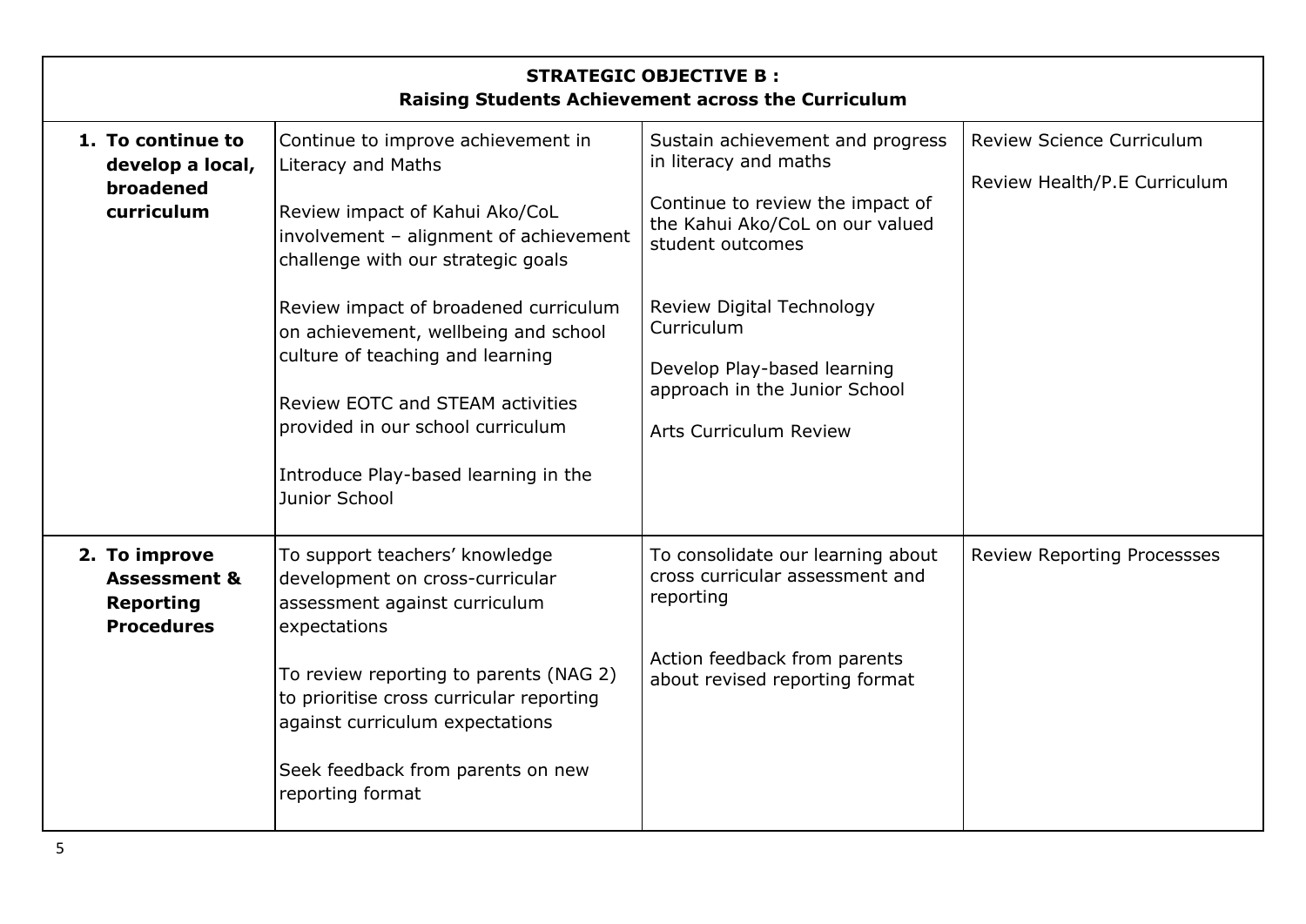| STRATEGIC OBJECTIVE B : Raising Students Achievement across the Curriculum | | | |
|---|---|---|---|
| **1. To continue to develop a local, broadened curriculum** | Continue to improve achievement in Literacy and Maths<br><br>Review impact of Kahui Ako/CoL involvement – alignment of achievement challenge with our strategic goals<br><br>Review impact of broadened curriculum on achievement, wellbeing and school culture of teaching and learning<br><br>Review EOTC and STEAM activities provided in our school curriculum<br><br>Introduce Play-based learning in the Junior School | Sustain achievement and progress in literacy and maths<br><br>Continue to review the impact of the Kahui Ako/CoL on our valued student outcomes<br><br>Review Digital Technology Curriculum<br><br>Develop Play-based learning approach in the Junior School<br><br>Arts Curriculum Review | Review Science Curriculum<br><br>Review Health/P.E Curriculum |
| **2. To improve Assessment & Reporting Procedures** | To support teachers' knowledge development on cross-curricular assessment against curriculum expectations<br><br>To review reporting to parents (NAG 2) to prioritise cross curricular reporting against curriculum expectations<br><br>Seek feedback from parents on new reporting format | To consolidate our learning about cross curricular assessment and reporting<br><br>Action feedback from parents about revised reporting format | Review Reporting Processses |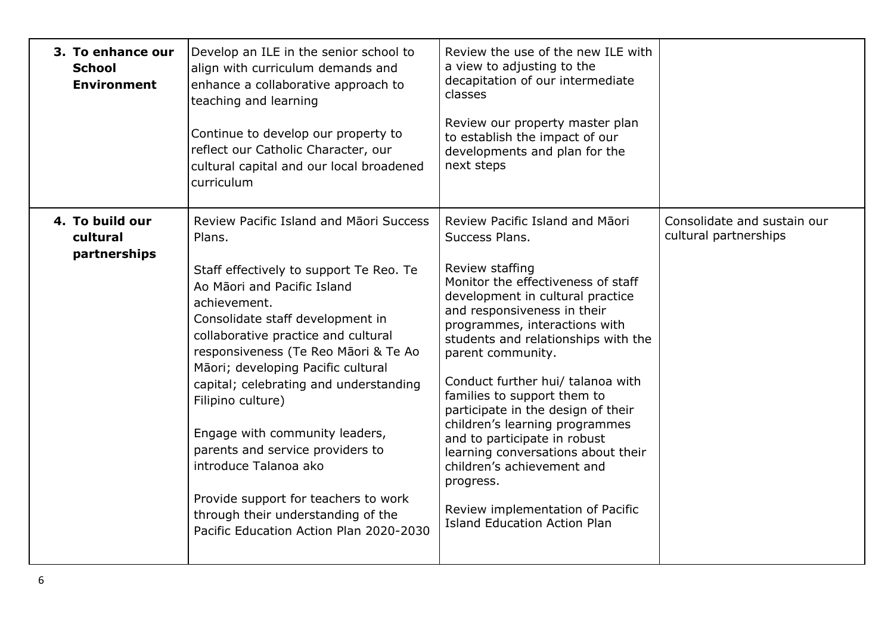| | | | |
|---|---|---|---|
| **3. To enhance our School Environment** | Develop an ILE in the senior school to align with curriculum demands and enhance a collaborative approach to teaching and learning<br><br>Continue to develop our property to reflect our Catholic Character, our cultural capital and our local broadened curriculum | Review the use of the new ILE with a view to adjusting to the decapitation of our intermediate classes<br><br>Review our property master plan to establish the impact of our developments and plan for the next steps | |
| **4. To build our cultural partnerships** | Review Pacific Island and Māori Success Plans.<br><br>Staff effectively to support Te Reo. Te Ao Māori and Pacific Island achievement.<br>Consolidate staff development in collaborative practice and cultural responsiveness (Te Reo Māori & Te Ao Māori; developing Pacific cultural capital; celebrating and understanding Filipino culture)<br><br>Engage with community leaders, parents and service providers to introduce Talanoa ako<br><br>Provide support for teachers to work through their understanding of the Pacific Education Action Plan 2020-2030 | Review Pacific Island and Māori Success Plans.<br><br>Review staffing<br>Monitor the effectiveness of staff development in cultural practice and responsiveness in their programmes, interactions with students and relationships with the parent community.<br><br>Conduct further hui/ talanoa with families to support them to participate in the design of their children's learning programmes and to participate in robust learning conversations about their children's achievement and progress.<br><br>Review implementation of Pacific Island Education Action Plan | Consolidate and sustain our cultural partnerships |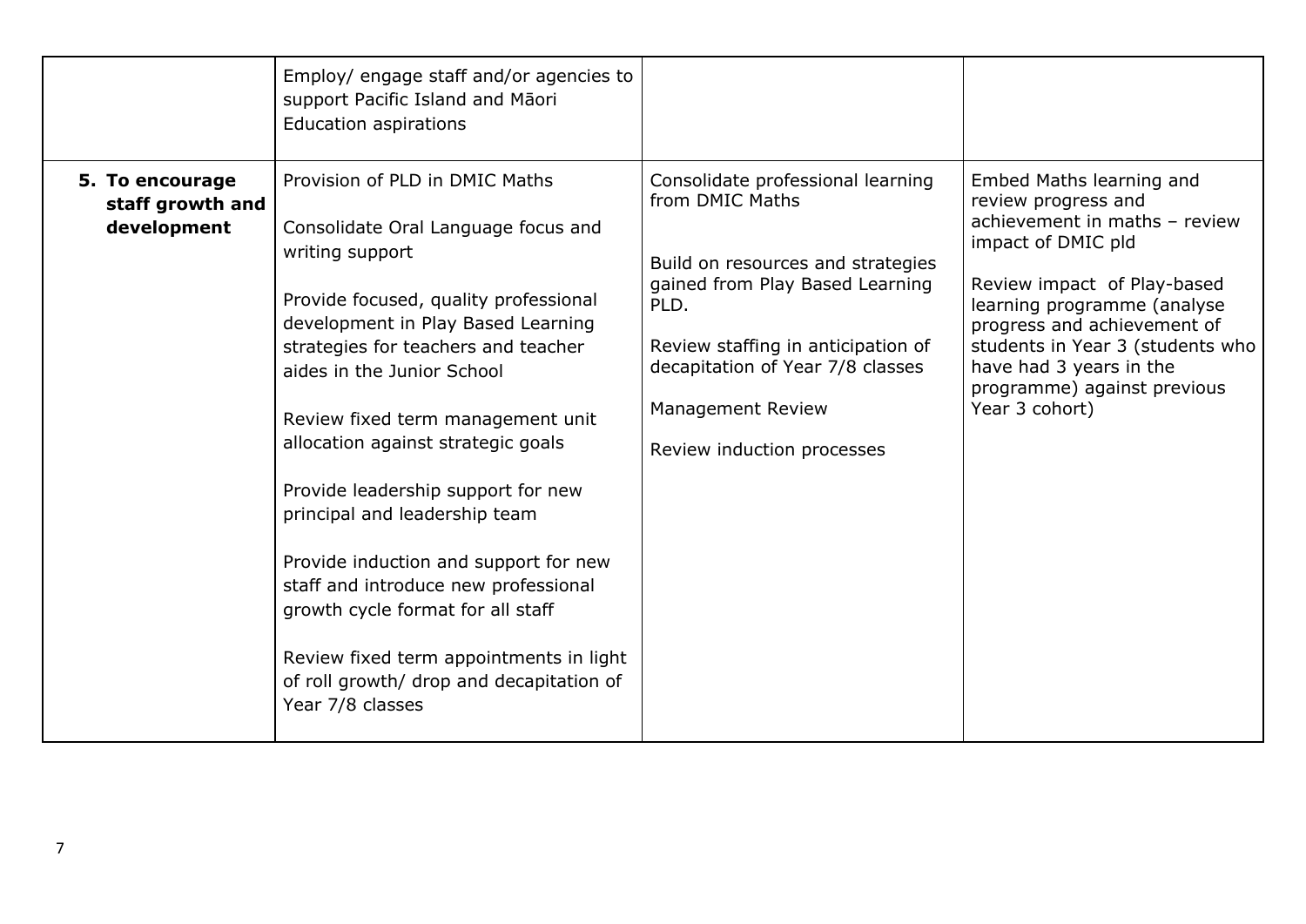| | | | |
|---|---|---|---|
| | Employ/ engage staff and/or agencies to support Pacific Island and Māori Education aspirations | | |
| **5. To encourage staff growth and development** | Provision of PLD in DMIC Maths<br><br>Consolidate Oral Language focus and writing support<br><br>Provide focused, quality professional development in Play Based Learning strategies for teachers and teacher aides in the Junior School<br><br>Review fixed term management unit allocation against strategic goals<br><br>Provide leadership support for new principal and leadership team<br><br>Provide induction and support for new staff and introduce new professional growth cycle format for all staff<br><br>Review fixed term appointments in light of roll growth/ drop and decapitation of Year 7/8 classes | Consolidate professional learning from DMIC Maths<br><br>Build on resources and strategies gained from Play Based Learning PLD.<br><br>Review staffing in anticipation of decapitation of Year 7/8 classes<br><br>Management Review<br><br>Review induction processes | Embed Maths learning and review progress and achievement in maths – review impact of DMIC pld<br><br>Review impact of Play-based learning programme (analyse progress and achievement of students in Year 3 (students who have had 3 years in the programme) against previous Year 3 cohort) |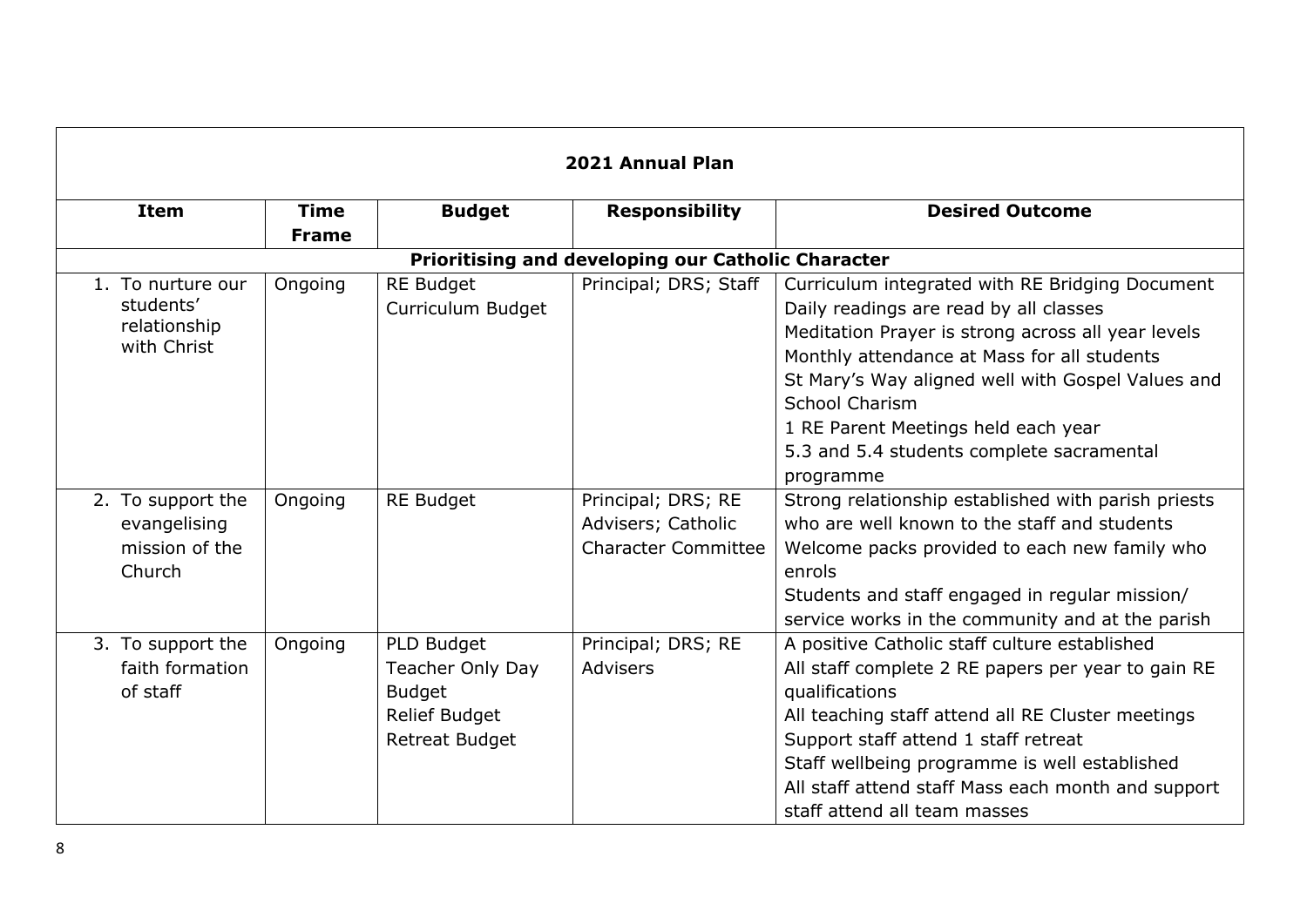| 2021 Annual Plan | | | | |
|---|---|---|---|---|
| **Item** | **Time Frame** | **Budget** | **Responsibility** | **Desired Outcome** |
| **Prioritising and developing our Catholic Character** | | | | |
| 1. To nurture our students' relationship with Christ | Ongoing | RE Budget<br>Curriculum Budget | Principal; DRS; Staff | Curriculum integrated with RE Bridging Document<br>Daily readings are read by all classes<br>Meditation Prayer is strong across all year levels<br>Monthly attendance at Mass for all students<br>St Mary's Way aligned well with Gospel Values and School Charism<br>1 RE Parent Meetings held each year<br>5.3 and 5.4 students complete sacramental programme |
| 2. To support the evangelising mission of the Church | Ongoing | RE Budget | Principal; DRS; RE Advisers; Catholic Character Committee | Strong relationship established with parish priests who are well known to the staff and students<br>Welcome packs provided to each new family who enrols<br>Students and staff engaged in regular mission/ service works in the community and at the parish |
| 3. To support the faith formation of staff | Ongoing | PLD Budget<br>Teacher Only Day Budget<br>Relief Budget<br>Retreat Budget | Principal; DRS; RE Advisers | A positive Catholic staff culture established<br>All staff complete 2 RE papers per year to gain RE qualifications<br>All teaching staff attend all RE Cluster meetings<br>Support staff attend 1 staff retreat<br>Staff wellbeing programme is well established<br>All staff attend staff Mass each month and support staff attend all team masses |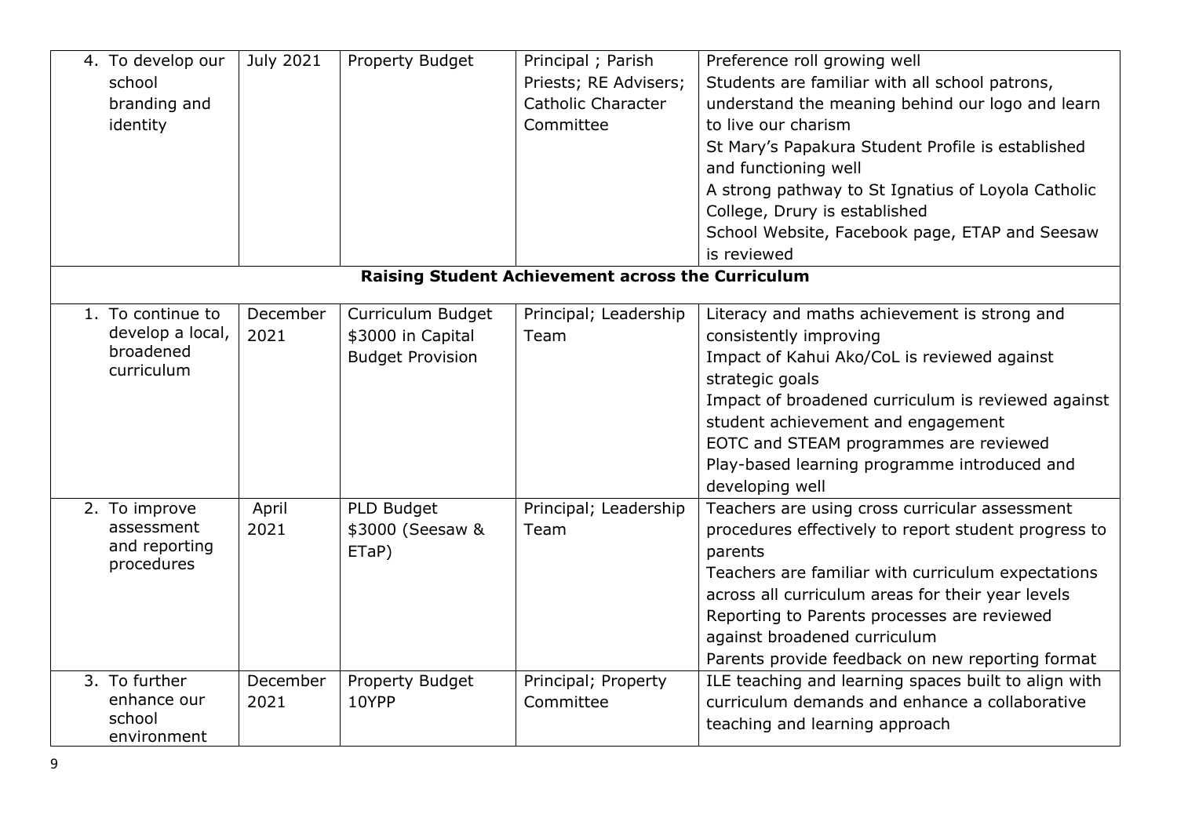| | | | | |
|---|---|---|---|---|
| 4. To develop our school branding and identity | July 2021 | Property Budget | Principal ; Parish Priests; RE Advisers; Catholic Character Committee | Preference roll growing well<br>Students are familiar with all school patrons, understand the meaning behind our logo and learn to live our charism<br>St Mary's Papakura Student Profile is established and functioning well<br>A strong pathway to St Ignatius of Loyola Catholic College, Drury is established<br>School Website, Facebook page, ETAP and Seesaw is reviewed |
| **Raising Student Achievement across the Curriculum** | | | | |
| 1. To continue to develop a local, broadened curriculum | December 2021 | Curriculum Budget<br>$3000 in Capital Budget Provision | Principal; Leadership Team | Literacy and maths achievement is strong and consistently improving<br>Impact of Kahui Ako/CoL is reviewed against strategic goals<br>Impact of broadened curriculum is reviewed against student achievement and engagement<br>EOTC and STEAM programmes are reviewed<br>Play-based learning programme introduced and developing well |
| 2. To improve assessment and reporting procedures | April 2021 | PLD Budget<br>$3000 (Seesaw & ETaP) | Principal; Leadership Team | Teachers are using cross curricular assessment procedures effectively to report student progress to parents<br>Teachers are familiar with curriculum expectations across all curriculum areas for their year levels<br>Reporting to Parents processes are reviewed against broadened curriculum<br>Parents provide feedback on new reporting format |
| 3. To further enhance our school environment | December 2021 | Property Budget<br>10YPP | Principal; Property Committee | ILE teaching and learning spaces built to align with curriculum demands and enhance a collaborative teaching and learning approach |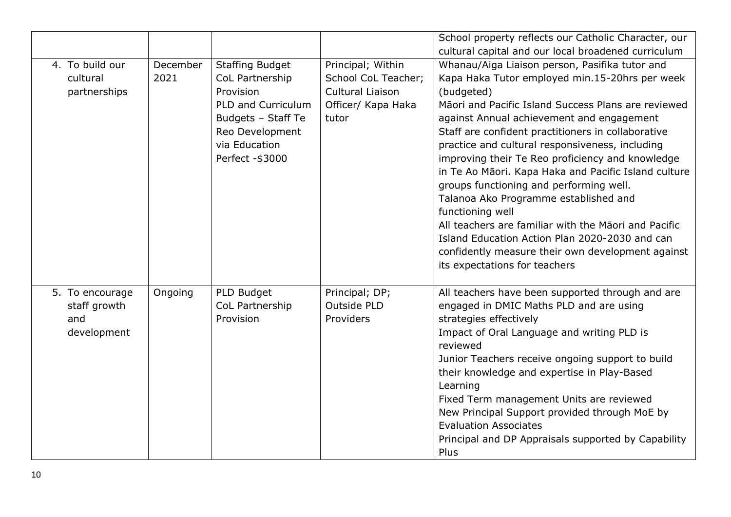| | | | | |
|---|---|---|---|---|
| | | | | School property reflects our Catholic Character, our cultural capital and our local broadened curriculum |
| 4. To build our cultural partnerships | December 2021 | Staffing Budget<br>CoL Partnership Provision<br>PLD and Curriculum Budgets – Staff Te Reo Development via Education Perfect -$3000 | Principal; Within School CoL Teacher; Cultural Liaison Officer/ Kapa Haka tutor | Whanau/Aiga Liaison person, Pasifika tutor and Kapa Haka Tutor employed min.15-20hrs per week (budgeted)<br>Māori and Pacific Island Success Plans are reviewed against Annual achievement and engagement<br>Staff are confident practitioners in collaborative practice and cultural responsiveness, including improving their Te Reo proficiency and knowledge in Te Ao Māori. Kapa Haka and Pacific Island culture groups functioning and performing well.<br>Talanoa Ako Programme established and functioning well<br>All teachers are familiar with the Māori and Pacific Island Education Action Plan 2020-2030 and can confidently measure their own development against its expectations for teachers |
| 5. To encourage staff growth and development | Ongoing | PLD Budget<br>CoL Partnership Provision | Principal; DP; Outside PLD Providers | All teachers have been supported through and are engaged in DMIC Maths PLD and are using strategies effectively<br>Impact of Oral Language and writing PLD is reviewed<br>Junior Teachers receive ongoing support to build their knowledge and expertise in Play-Based Learning<br>Fixed Term management Units are reviewed<br>New Principal Support provided through MoE by Evaluation Associates<br>Principal and DP Appraisals supported by Capability Plus |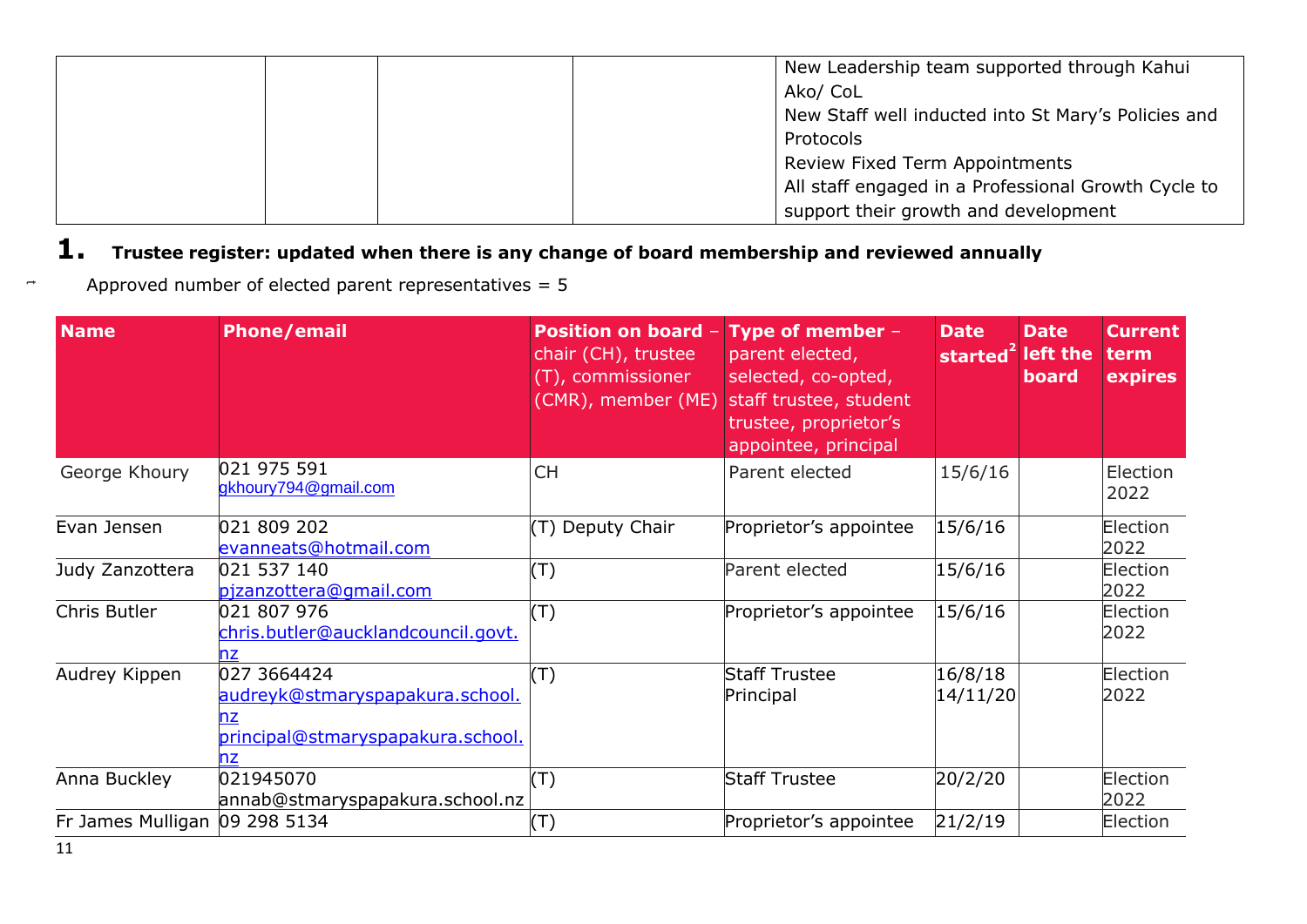| | | | | |
|---|---|---|---|---|
| | | | | New Leadership team supported through Kahui Ako/ CoL<br>New Staff well inducted into St Mary's Policies and Protocols<br>Review Fixed Term Appointments<br>All staff engaged in a Professional Growth Cycle to support their growth and development |

# 1. Trustee register: updated when there is any change of board membership and reviewed annually

Approved number of elected parent representatives = 5

| Name | Phone/email | Position on board – chair (CH), trustee (T), commissioner (CMR), member (ME) | Type of member – parent elected, selected, co-opted, staff trustee, student trustee, proprietor's appointee, principal | Date started[2] | Date left the board | Current term expires |
|---|---|---|---|---|---|---|
| George Khoury | 021 975 591<br>gkhoury794@gmail.com | CH | Parent elected | 15/6/16 | | Election 2022 |
| Evan Jensen | 021 809 202<br>evanneats@hotmail.com | (T) Deputy Chair | Proprietor's appointee | 15/6/16 | | Election 2022 |
| Judy Zanzottera | 021 537 140<br>pjzanzottera@gmail.com | (T) | Parent elected | 15/6/16 | | Election 2022 |
| Chris Butler | 021 807 976<br>chris.butler@aucklandcouncil.govt.nz | (T) | Proprietor's appointee | 15/6/16 | | Election 2022 |
| Audrey Kippen | 027 3664424<br>audreyk@stmaryspapakura.school.nz<br>principal@stmaryspapakura.school.nz | (T) | Staff Trustee<br>Principal | 16/8/18<br>14/11/20 | | Election 2022 |
| Anna Buckley | 021945070<br>annab@stmaryspapakura.school.nz | (T) | Staff Trustee | 20/2/20 | | Election 2022 |
| Fr James Mulligan | 09 298 5134 | (T) | Proprietor's appointee | 21/2/19 | | Election |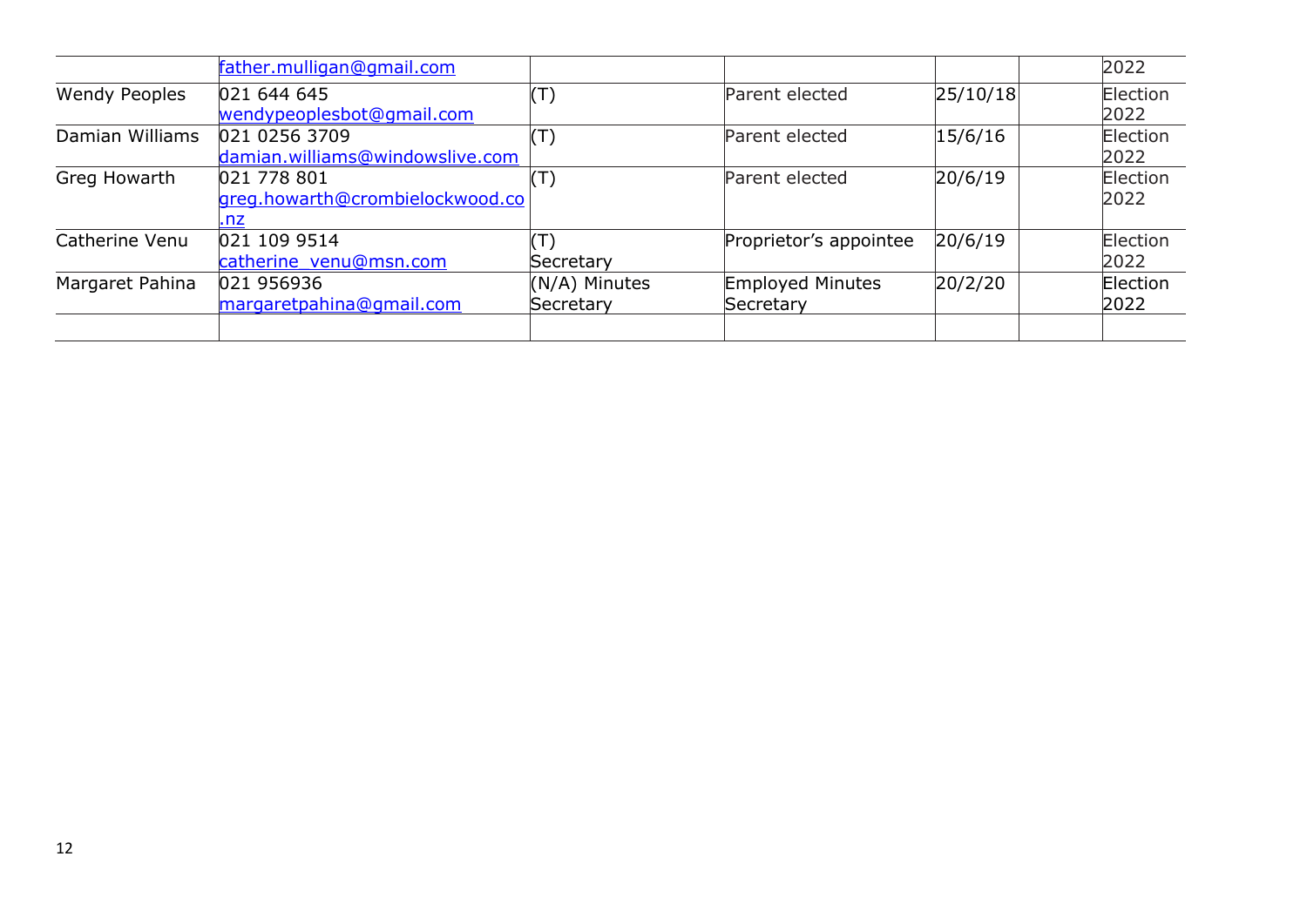| | | | | | | |
|---|---|---|---|---|---|---|
| | father.mulligan@gmail.com | | | | | 2022 |
| Wendy Peoples | 021 644 645 wendypeoplesbot@gmail.com | (T) | Parent elected | 25/10/18 | | Election 2022 |
| Damian Williams | 021 0256 3709 damian.williams@windowslive.com | (T) | Parent elected | 15/6/16 | | Election 2022 |
| Greg Howarth | 021 778 801 greg.howarth@crombielockwood.co.nz | (T) | Parent elected | 20/6/19 | | Election 2022 |
| Catherine Venu | 021 109 9514 catherine_venu@msn.com | (T) Secretary | Proprietor's appointee | 20/6/19 | | Election 2022 |
| Margaret Pahina | 021 956936 margaretpahina@gmail.com | (N/A) Minutes Secretary | Employed Minutes Secretary | 20/2/20 | | Election 2022 |
| | | | | | | |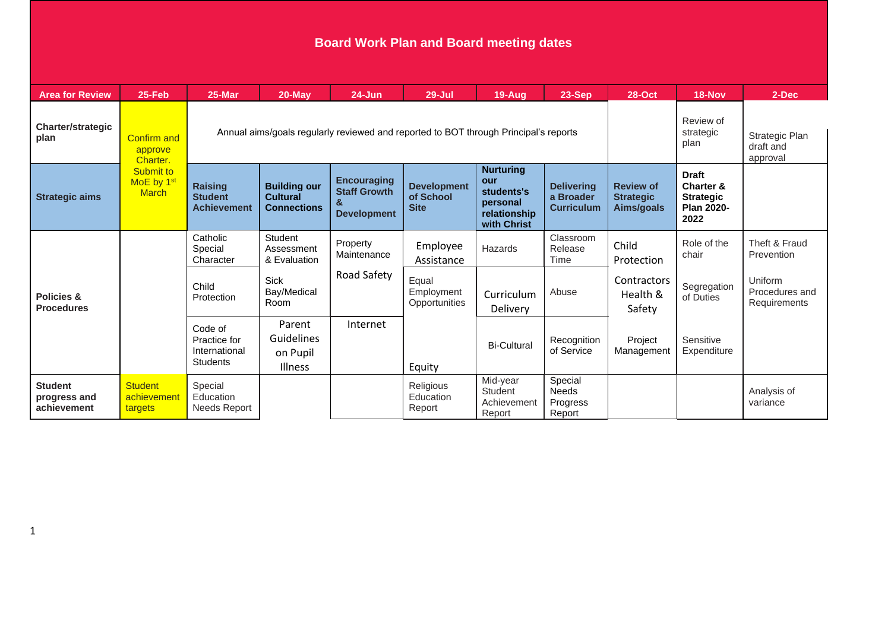# Board Work Plan and Board meeting dates

| Area for Review | 25-Feb | 25-Mar | 20-May | 24-Jun | 29-Jul | 19-Aug | 23-Sep | 28-Oct | 18-Nov | 2-Dec |
|---|---|---|---|---|---|---|---|---|---|---|
| **Charter/strategic plan** | Confirm and approve Charter. Submit to MoE by 1st March | Annual aims/goals regularly reviewed and reported to BOT through Principal's reports | | | | | | | Review of strategic plan | Strategic Plan draft and approval |
| **Strategic aims** | | **Raising Student Achievement** | **Building our Cultural Connections** | **Encouraging Staff Growth & Development** | **Development of School Site** | **Nurturing our students's personal relationship with Christ** | **Delivering a Broader Curriculum** | **Review of Strategic Aims/goals** | **Draft Charter & Strategic Plan 2020-2022** | |
| **Policies & Procedures** | | Catholic Special Character<br>Child Protection<br>Code of Practice for International Students | Student Assessment & Evaluation<br>Sick Bay/Medical Room<br>Parent Guidelines on Pupil Illness | Property Maintenance<br>Road Safety<br>Internet | Employee Assistance<br>Equal Employment Opportunities<br>Equity | Hazards<br>Curriculum Delivery<br>Bi-Cultural | Classroom Release Time<br>Abuse<br>Recognition of Service | Child Protection<br>Contractors Health & Safety<br>Project Management | Role of the chair<br>Segregation of Duties<br>Sensitive Expenditure | Theft & Fraud Prevention<br>Uniform Procedures and Requirements |
| **Student progress and achievement** | Student achievement targets | Special Education Needs Report | | | Religious Education Report | Mid-year Student Achievement Report | Special Needs Progress Report | | | Analysis of variance |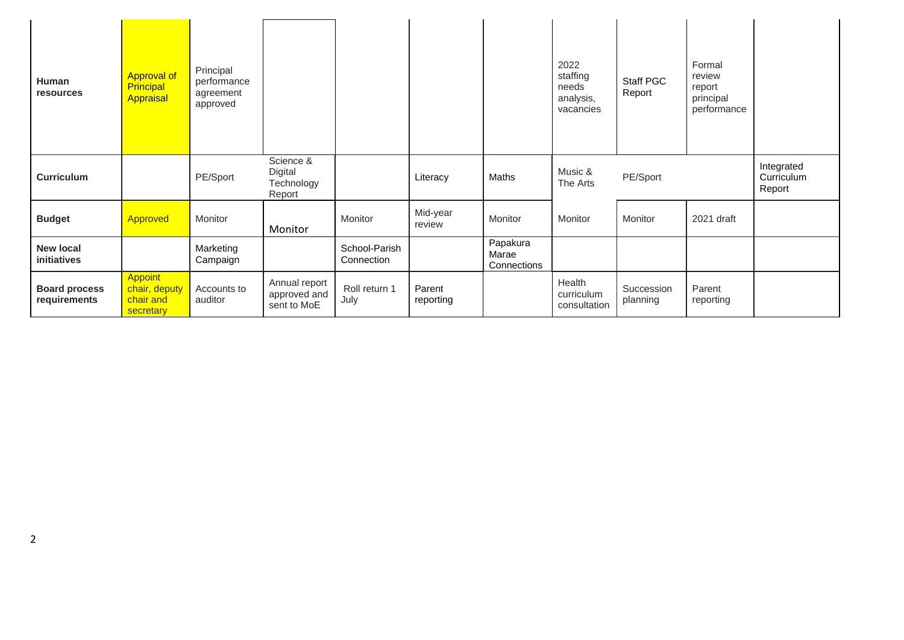| | | | | | | | | | | |
|---|---|---|---|---|---|---|---|---|---|---|
| **Human resources** | Approval of Principal Appraisal | Principal performance agreement approved | | | | | 2022 staffing needs analysis, vacancies | Staff PGC Report | Formal review report principal performance | |
| **Curriculum** | | PE/Sport | Science & Digital Technology Report | | Literacy | Maths | Music & The Arts | PE/Sport | | Integrated Curriculum Report |
| **Budget** | Approved | Monitor | Monitor | Monitor | Mid-year review | Monitor | Monitor | Monitor | 2021 draft | |
| **New local initiatives** | | Marketing Campaign | | School-Parish Connection | | Papakura Marae Connections | | | | |
| **Board process requirements** | Appoint chair, deputy chair and secretary | Accounts to auditor | Annual report approved and sent to MoE | Roll return 1 July | Parent reporting | | Health curriculum consultation | Succession planning | Parent reporting | |